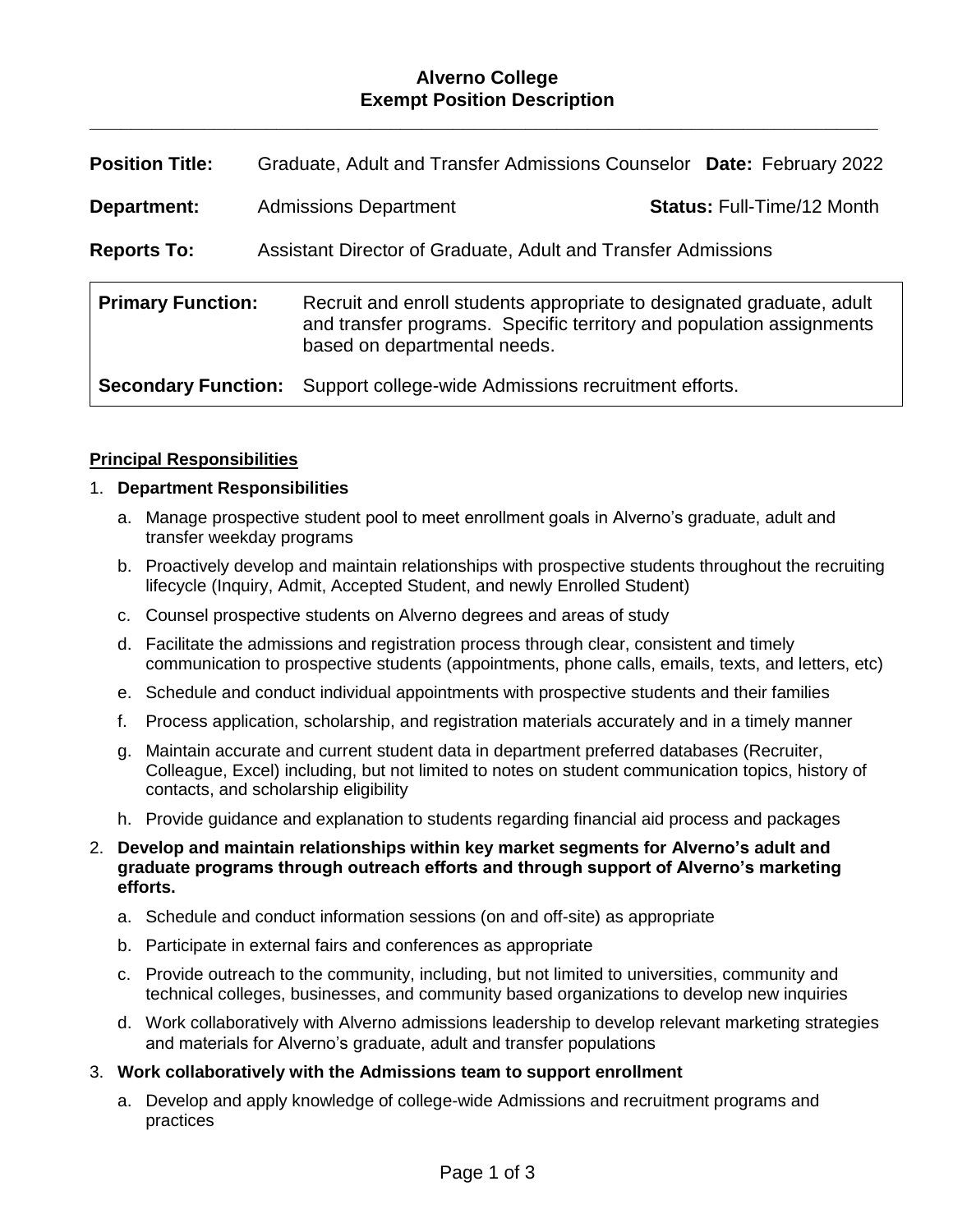# Alverno College
## Exempt Position Description

---

| | | | |
|---|---|---|---|
| **Position Title:** | Graduate, Adult and Transfer Admissions Counselor | **Date:** | February 2022 |
| **Department:** | Admissions Department | **Status:** | Full-Time/12 Month |
| **Reports To:** | Assistant Director of Graduate, Adult and Transfer Admissions | | |

| | |
|---|---|
| **Primary Function:** | Recruit and enroll students appropriate to designated graduate, adult and transfer programs. Specific territory and population assignments based on departmental needs. |
| **Secondary Function:** | Support college-wide Admissions recruitment efforts. |

### Principal Responsibilities

1. **Department Responsibilities**
   a. Manage prospective student pool to meet enrollment goals in Alverno's graduate, adult and transfer weekday programs
   b. Proactively develop and maintain relationships with prospective students throughout the recruiting lifecycle (Inquiry, Admit, Accepted Student, and newly Enrolled Student)
   c. Counsel prospective students on Alverno degrees and areas of study
   d. Facilitate the admissions and registration process through clear, consistent and timely communication to prospective students (appointments, phone calls, emails, texts, and letters, etc)
   e. Schedule and conduct individual appointments with prospective students and their families
   f. Process application, scholarship, and registration materials accurately and in a timely manner
   g. Maintain accurate and current student data in department preferred databases (Recruiter, Colleague, Excel) including, but not limited to notes on student communication topics, history of contacts, and scholarship eligibility
   h. Provide guidance and explanation to students regarding financial aid process and packages

2. **Develop and maintain relationships within key market segments for Alverno's adult and graduate programs through outreach efforts and through support of Alverno's marketing efforts.**
   a. Schedule and conduct information sessions (on and off-site) as appropriate
   b. Participate in external fairs and conferences as appropriate
   c. Provide outreach to the community, including, but not limited to universities, community and technical colleges, businesses, and community based organizations to develop new inquiries
   d. Work collaboratively with Alverno admissions leadership to develop relevant marketing strategies and materials for Alverno's graduate, adult and transfer populations

3. **Work collaboratively with the Admissions team to support enrollment**
   a. Develop and apply knowledge of college-wide Admissions and recruitment programs and practices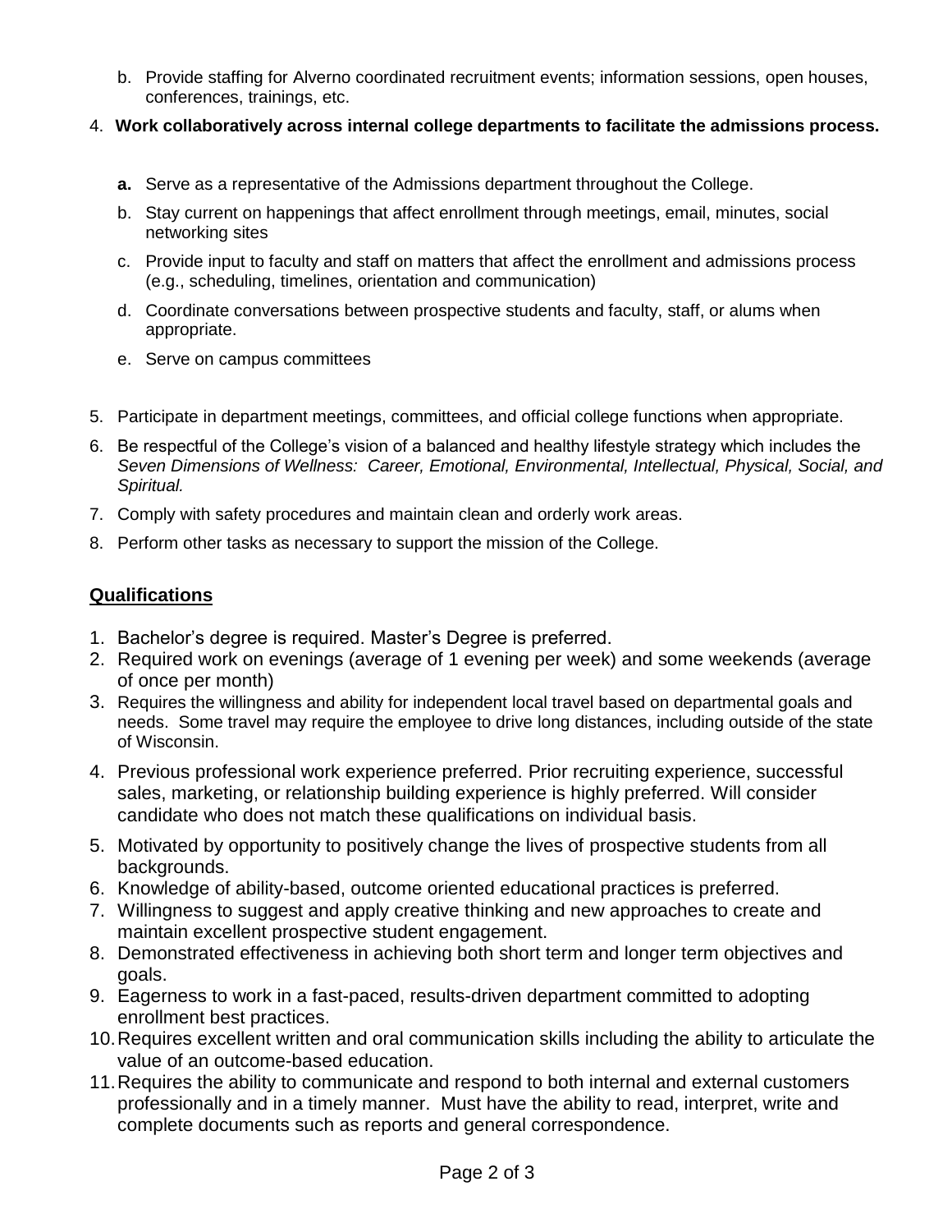b. Provide staffing for Alverno coordinated recruitment events; information sessions, open houses, conferences, trainings, etc.

4. **Work collaboratively across internal college departments to facilitate the admissions process.**

   **a.** Serve as a representative of the Admissions department throughout the College.

   b. Stay current on happenings that affect enrollment through meetings, email, minutes, social networking sites

   c. Provide input to faculty and staff on matters that affect the enrollment and admissions process (e.g., scheduling, timelines, orientation and communication)

   d. Coordinate conversations between prospective students and faculty, staff, or alums when appropriate.

   e. Serve on campus committees

5. Participate in department meetings, committees, and official college functions when appropriate.
6. Be respectful of the College's vision of a balanced and healthy lifestyle strategy which includes the *Seven Dimensions of Wellness: Career, Emotional, Environmental, Intellectual, Physical, Social, and Spiritual.*
7. Comply with safety procedures and maintain clean and orderly work areas.
8. Perform other tasks as necessary to support the mission of the College.

## Qualifications

1. Bachelor's degree is required. Master's Degree is preferred.
2. Required work on evenings (average of 1 evening per week) and some weekends (average of once per month)
3. Requires the willingness and ability for independent local travel based on departmental goals and needs. Some travel may require the employee to drive long distances, including outside of the state of Wisconsin.
4. Previous professional work experience preferred. Prior recruiting experience, successful sales, marketing, or relationship building experience is highly preferred. Will consider candidate who does not match these qualifications on individual basis.
5. Motivated by opportunity to positively change the lives of prospective students from all backgrounds.
6. Knowledge of ability-based, outcome oriented educational practices is preferred.
7. Willingness to suggest and apply creative thinking and new approaches to create and maintain excellent prospective student engagement.
8. Demonstrated effectiveness in achieving both short term and longer term objectives and goals.
9. Eagerness to work in a fast-paced, results-driven department committed to adopting enrollment best practices.
10. Requires excellent written and oral communication skills including the ability to articulate the value of an outcome-based education.
11. Requires the ability to communicate and respond to both internal and external customers professionally and in a timely manner. Must have the ability to read, interpret, write and complete documents such as reports and general correspondence.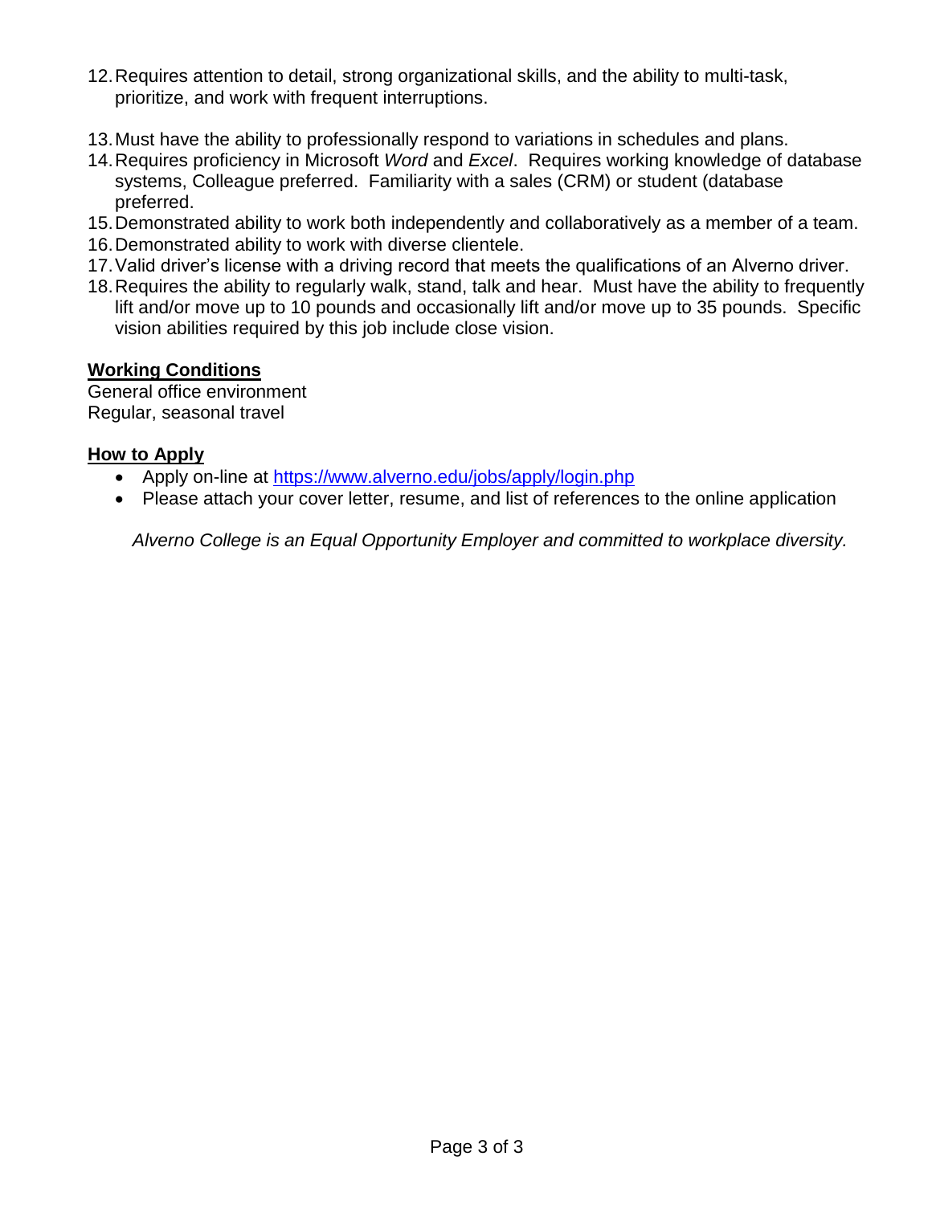12. Requires attention to detail, strong organizational skills, and the ability to multi-task, prioritize, and work with frequent interruptions.
13. Must have the ability to professionally respond to variations in schedules and plans.
14. Requires proficiency in Microsoft *Word* and *Excel*. Requires working knowledge of database systems, Colleague preferred. Familiarity with a sales (CRM) or student (database preferred.
15. Demonstrated ability to work both independently and collaboratively as a member of a team.
16. Demonstrated ability to work with diverse clientele.
17. Valid driver's license with a driving record that meets the qualifications of an Alverno driver.
18. Requires the ability to regularly walk, stand, talk and hear. Must have the ability to frequently lift and/or move up to 10 pounds and occasionally lift and/or move up to 35 pounds. Specific vision abilities required by this job include close vision.

**Working Conditions**

General office environment
Regular, seasonal travel

**How to Apply**

- Apply on-line at https://www.alverno.edu/jobs/apply/login.php
- Please attach your cover letter, resume, and list of references to the online application

*Alverno College is an Equal Opportunity Employer and committed to workplace diversity.*